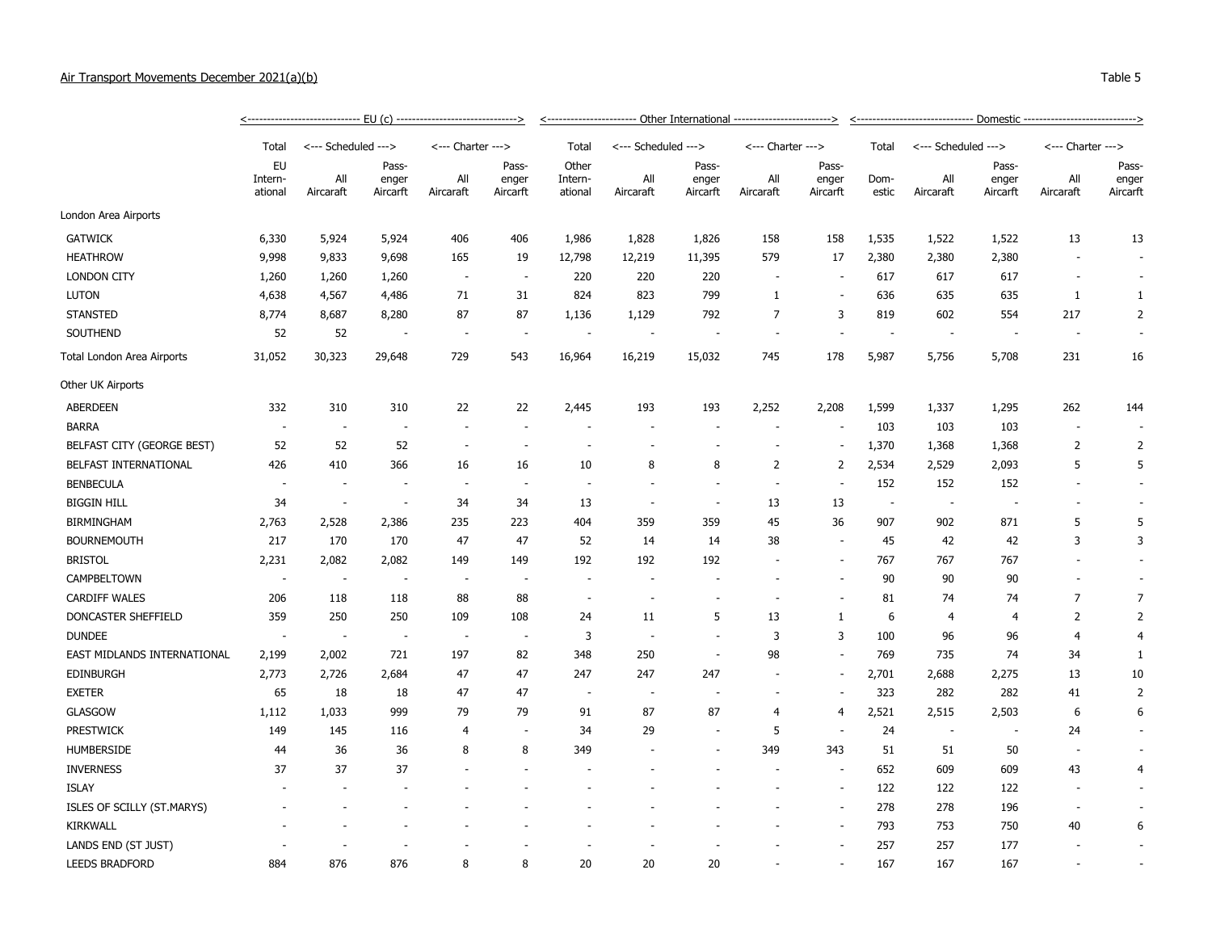Air Transport Movements December 2021(a)(b)

Table 5

| | EU (c) | | | | | Other International | | | | | Domestic | | | | |
|---|---|---|---|---|---|---|---|---|---|---|---|---|---|---|---|
| | Total | Scheduled | | Charter | | Total | Scheduled | | Charter | | Total | Scheduled | | Charter | |
| | EU International | All Aircraft | Passenger Aircraft | All Aircraft | Passenger Aircraft | Other International | All Aircraft | Passenger Aircraft | All Aircraft | Passenger Aircraft | Domestic | All Aircraft | Passenger Aircraft | All Aircraft | Passenger Aircraft |
| London Area Airports | | | | | | | | | | | | | | | |
| GATWICK | 6,330 | 5,924 | 5,924 | 406 | 406 | 1,986 | 1,828 | 1,826 | 158 | 158 | 1,535 | 1,522 | 1,522 | 13 | 13 |
| HEATHROW | 9,998 | 9,833 | 9,698 | 165 | 19 | 12,798 | 12,219 | 11,395 | 579 | 17 | 2,380 | 2,380 | 2,380 | - | - |
| LONDON CITY | 1,260 | 1,260 | 1,260 | - | - | 220 | 220 | 220 | - | - | 617 | 617 | 617 | - | - |
| LUTON | 4,638 | 4,567 | 4,486 | 71 | 31 | 824 | 823 | 799 | 1 | - | 636 | 635 | 635 | 1 | 1 |
| STANSTED | 8,774 | 8,687 | 8,280 | 87 | 87 | 1,136 | 1,129 | 792 | 7 | 3 | 819 | 602 | 554 | 217 | 2 |
| SOUTHEND | 52 | 52 | - | - | - | - | - | - | - | - | - | - | - | - | - |
| Total London Area Airports | 31,052 | 30,323 | 29,648 | 729 | 543 | 16,964 | 16,219 | 15,032 | 745 | 178 | 5,987 | 5,756 | 5,708 | 231 | 16 |
| Other UK Airports | | | | | | | | | | | | | | | |
| ABERDEEN | 332 | 310 | 310 | 22 | 22 | 2,445 | 193 | 193 | 2,252 | 2,208 | 1,599 | 1,337 | 1,295 | 262 | 144 |
| BARRA | - | - | - | - | - | - | - | - | - | - | 103 | 103 | 103 | - | - |
| BELFAST CITY (GEORGE BEST) | 52 | 52 | 52 | - | - | - | - | - | - | - | 1,370 | 1,368 | 1,368 | 2 | 2 |
| BELFAST INTERNATIONAL | 426 | 410 | 366 | 16 | 16 | 10 | 8 | 8 | 2 | 2 | 2,534 | 2,529 | 2,093 | 5 | 5 |
| BENBECULA | - | - | - | - | - | - | - | - | - | - | 152 | 152 | 152 | - | - |
| BIGGIN HILL | 34 | - | - | 34 | 34 | 13 | - | - | 13 | 13 | - | - | - | - | - |
| BIRMINGHAM | 2,763 | 2,528 | 2,386 | 235 | 223 | 404 | 359 | 359 | 45 | 36 | 907 | 902 | 871 | 5 | 5 |
| BOURNEMOUTH | 217 | 170 | 170 | 47 | 47 | 52 | 14 | 14 | 38 | - | 45 | 42 | 42 | 3 | 3 |
| BRISTOL | 2,231 | 2,082 | 2,082 | 149 | 149 | 192 | 192 | 192 | - | - | 767 | 767 | 767 | - | - |
| CAMPBELTOWN | - | - | - | - | - | - | - | - | - | - | 90 | 90 | 90 | - | - |
| CARDIFF WALES | 206 | 118 | 118 | 88 | 88 | - | - | - | - | - | 81 | 74 | 74 | 7 | 7 |
| DONCASTER SHEFFIELD | 359 | 250 | 250 | 109 | 108 | 24 | 11 | 5 | 13 | 1 | 6 | 4 | 4 | 2 | 2 |
| DUNDEE | - | - | - | - | - | 3 | - | - | 3 | 3 | 100 | 96 | 96 | 4 | 4 |
| EAST MIDLANDS INTERNATIONAL | 2,199 | 2,002 | 721 | 197 | 82 | 348 | 250 | - | 98 | - | 769 | 735 | 74 | 34 | 1 |
| EDINBURGH | 2,773 | 2,726 | 2,684 | 47 | 47 | 247 | 247 | 247 | - | - | 2,701 | 2,688 | 2,275 | 13 | 10 |
| EXETER | 65 | 18 | 18 | 47 | 47 | - | - | - | - | - | 323 | 282 | 282 | 41 | 2 |
| GLASGOW | 1,112 | 1,033 | 999 | 79 | 79 | 91 | 87 | 87 | 4 | 4 | 2,521 | 2,515 | 2,503 | 6 | 6 |
| PRESTWICK | 149 | 145 | 116 | 4 | - | 34 | 29 | - | 5 | - | 24 | - | - | 24 | - |
| HUMBERSIDE | 44 | 36 | 36 | 8 | 8 | 349 | - | - | 349 | 343 | 51 | 51 | 50 | - | - |
| INVERNESS | 37 | 37 | 37 | - | - | - | - | - | - | - | 652 | 609 | 609 | 43 | 4 |
| ISLAY | - | - | - | - | - | - | - | - | - | - | 122 | 122 | 122 | - | - |
| ISLES OF SCILLY (ST.MARYS) | - | - | - | - | - | - | - | - | - | - | 278 | 278 | 196 | - | - |
| KIRKWALL | - | - | - | - | - | - | - | - | - | - | 793 | 753 | 750 | 40 | 6 |
| LANDS END (ST JUST) | - | - | - | - | - | - | - | - | - | - | 257 | 257 | 177 | - | - |
| LEEDS BRADFORD | 884 | 876 | 876 | 8 | 8 | 20 | 20 | 20 | - | - | 167 | 167 | 167 | - | - |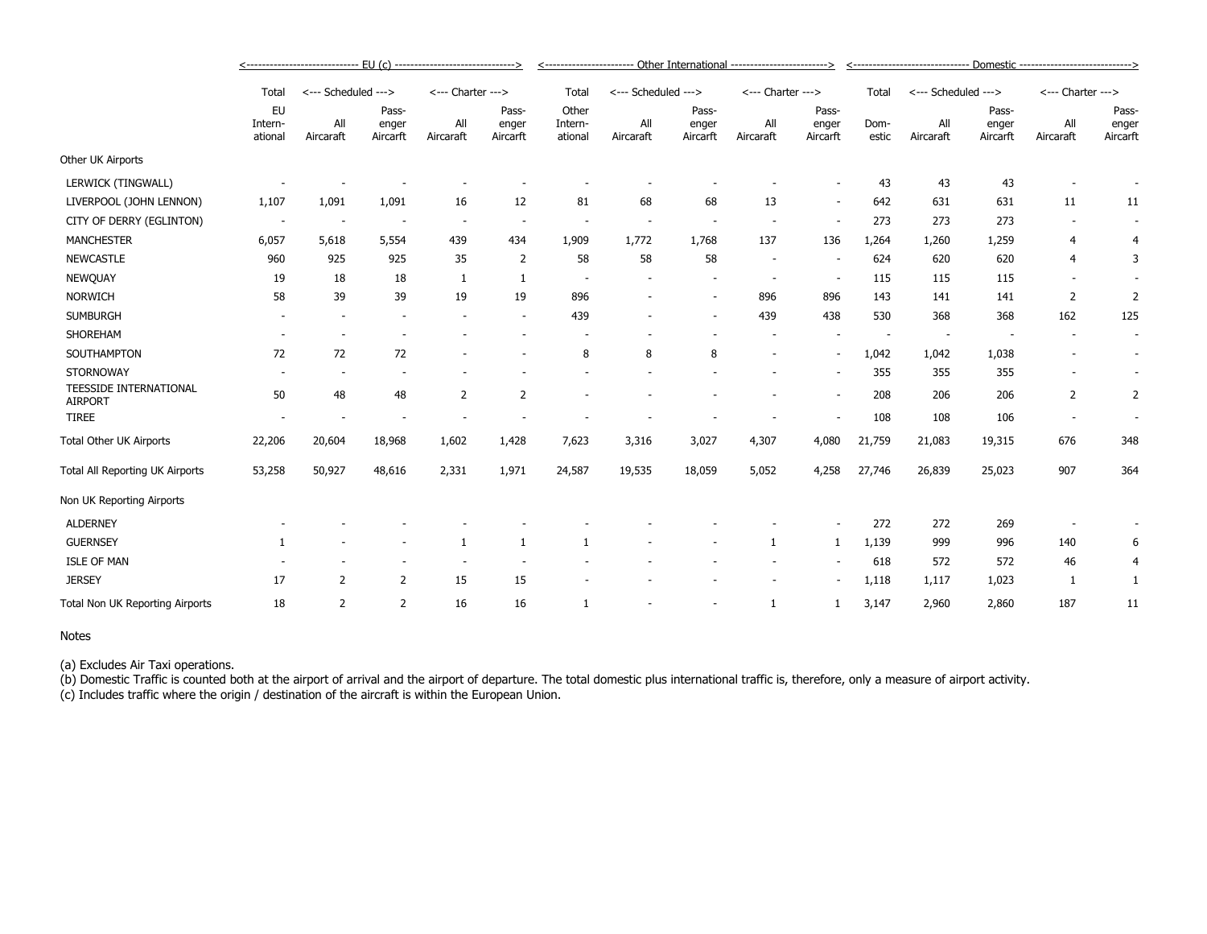| | EU (c) | | | | | Other International | | | | | Domestic | | | | |
|---|---|---|---|---|---|---|---|---|---|---|---|---|---|---|---|
| | Total | Scheduled | | Charter | | Total | Scheduled | | Charter | | Total | Scheduled | | Charter | |
| | EU International | All Aircaraft | Passenger Aircraft | All Aircaraft | Passenger Aircraft | Other International | All Aircaraft | Passenger Aircraft | All Aircaraft | Passenger Aircraft | Domestic | All Aircaraft | Passenger Aircraft | All Aircraft | Passenger Aircraft |
| **Other UK Airports** | | | | | | | | | | | | | | | |
| LERWICK (TINGWALL) | - | - | - | - | - | - | - | - | - | - | 43 | 43 | 43 | - | - |
| LIVERPOOL (JOHN LENNON) | 1,107 | 1,091 | 1,091 | 16 | 12 | 81 | 68 | 68 | 13 | - | 642 | 631 | 631 | 11 | 11 |
| CITY OF DERRY (EGLINTON) | - | - | - | - | - | - | - | - | - | - | 273 | 273 | 273 | - | - |
| MANCHESTER | 6,057 | 5,618 | 5,554 | 439 | 434 | 1,909 | 1,772 | 1,768 | 137 | 136 | 1,264 | 1,260 | 1,259 | 4 | 4 |
| NEWCASTLE | 960 | 925 | 925 | 35 | 2 | 58 | 58 | 58 | - | - | 624 | 620 | 620 | 4 | 3 |
| NEWQUAY | 19 | 18 | 18 | 1 | 1 | - | - | - | - | - | 115 | 115 | 115 | - | - |
| NORWICH | 58 | 39 | 39 | 19 | 19 | 896 | - | - | 896 | 896 | 143 | 141 | 141 | 2 | 2 |
| SUMBURGH | - | - | - | - | - | 439 | - | - | 439 | 438 | 530 | 368 | 368 | 162 | 125 |
| SHOREHAM | - | - | - | - | - | - | - | - | - | - | - | - | - | - | - |
| SOUTHAMPTON | 72 | 72 | 72 | - | - | 8 | 8 | 8 | - | - | 1,042 | 1,042 | 1,038 | - | - |
| STORNOWAY | - | - | - | - | - | - | - | - | - | - | 355 | 355 | 355 | - | - |
| TEESSIDE INTERNATIONAL AIRPORT | 50 | 48 | 48 | 2 | 2 | - | - | - | - | - | 208 | 206 | 206 | 2 | 2 |
| TIREE | - | - | - | - | - | - | - | - | - | - | 108 | 108 | 106 | - | - |
| Total Other UK Airports | 22,206 | 20,604 | 18,968 | 1,602 | 1,428 | 7,623 | 3,316 | 3,027 | 4,307 | 4,080 | 21,759 | 21,083 | 19,315 | 676 | 348 |
| Total All Reporting UK Airports | 53,258 | 50,927 | 48,616 | 2,331 | 1,971 | 24,587 | 19,535 | 18,059 | 5,052 | 4,258 | 27,746 | 26,839 | 25,023 | 907 | 364 |
| **Non UK Reporting Airports** | | | | | | | | | | | | | | | |
| ALDERNEY | - | - | - | - | - | - | - | - | - | - | 272 | 272 | 269 | - | - |
| GUERNSEY | 1 | - | - | 1 | 1 | 1 | - | - | 1 | 1 | 1,139 | 999 | 996 | 140 | 6 |
| ISLE OF MAN | - | - | - | - | - | - | - | - | - | - | 618 | 572 | 572 | 46 | 4 |
| JERSEY | 17 | 2 | 2 | 15 | 15 | - | - | - | - | - | 1,118 | 1,117 | 1,023 | 1 | 1 |
| Total Non UK Reporting Airports | 18 | 2 | 2 | 16 | 16 | 1 | - | - | 1 | 1 | 3,147 | 2,960 | 2,860 | 187 | 11 |

Notes

(a) Excludes Air Taxi operations.
(b) Domestic Traffic is counted both at the airport of arrival and the airport of departure. The total domestic plus international traffic is, therefore, only a measure of airport activity.
(c) Includes traffic where the origin / destination of the aircraft is within the European Union.